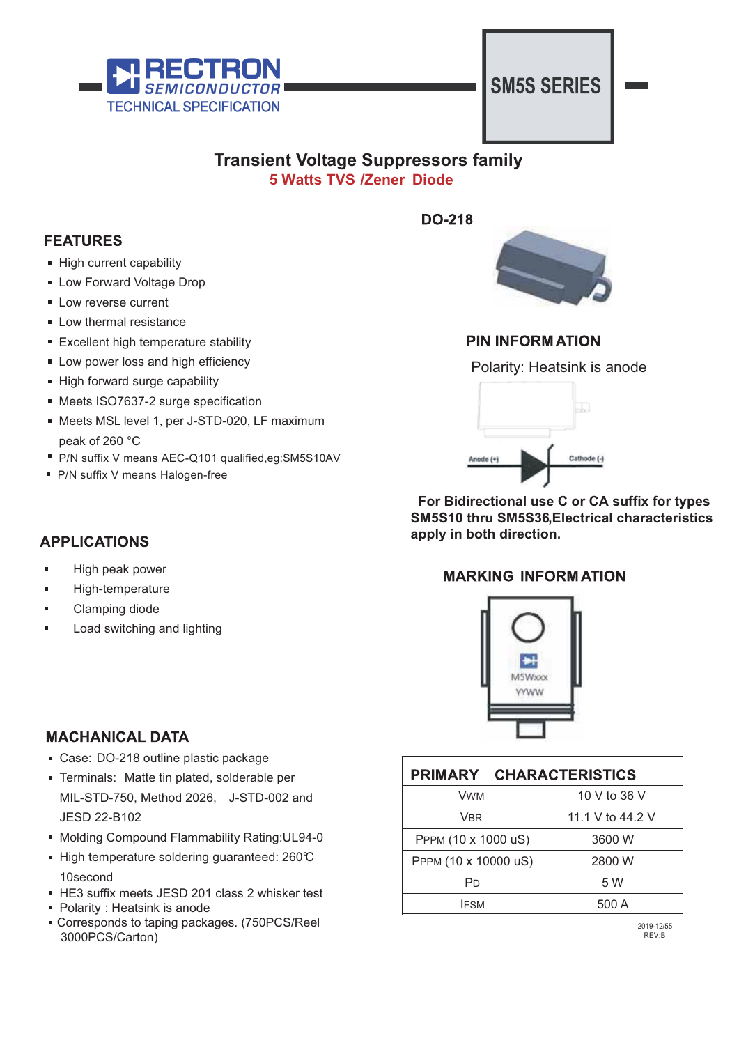RECTRON SEMICONDUCTOR
TECHNICAL SPECIFICATION

# SM5S SERIES

## Transient Voltage Suppressors family
**5 Watts TVS /Zener Diode**

### FEATURES

- High current capability
- Low Forward Voltage Drop
- Low reverse current
- Low thermal resistance
- Excellent high temperature stability
- Low power loss and high efficiency
- High forward surge capability
- Meets ISO7637-2 surge specification
- Meets MSL level 1, per J-STD-020, LF maximum peak of 260 °C
- P/N suffix V means AEC-Q101 qualified,eg:SM5S10AV
- P/N suffix V means Halogen-free

### APPLICATIONS

- High peak power
- High-temperature
- Clamping diode
- Load switching and lighting

### MACHANICAL DATA

- Case: DO-218 outline plastic package
- Terminals: Matte tin plated, solderable per MIL-STD-750, Method 2026, J-STD-002 and JESD 22-B102
- Molding Compound Flammability Rating:UL94-0
- High temperature soldering guaranteed: 260℃ 10second
- HE3 suffix meets JESD 201 class 2 whisker test
- Polarity : Heatsink is anode
- Corresponds to taping packages. (750PCS/Reel 3000PCS/Carton)

**DO-218**

### PIN INFORMATION

Polarity: Heatsink is anode

Anode (+) Cathode (-)

**For Bidirectional use C or CA suffix for types SM5S10 thru SM5S36,Electrical characteristics apply in both direction.**

### MARKING INFORMATION

M5Wxxx
YYWW

| PRIMARY CHARACTERISTICS | |
|---|---|
| $V_{WM}$ | 10 V to 36 V |
| $V_{BR}$ | 11.1 V to 44.2 V |
| $P_{PPM}$ (10 x 1000 uS) | 3600 W |
| $P_{PPM}$ (10 x 10000 uS) | 2800 W |
| $P_D$ | 5 W |
| $I_{FSM}$ | 500 A |

2019-12/55
REV:B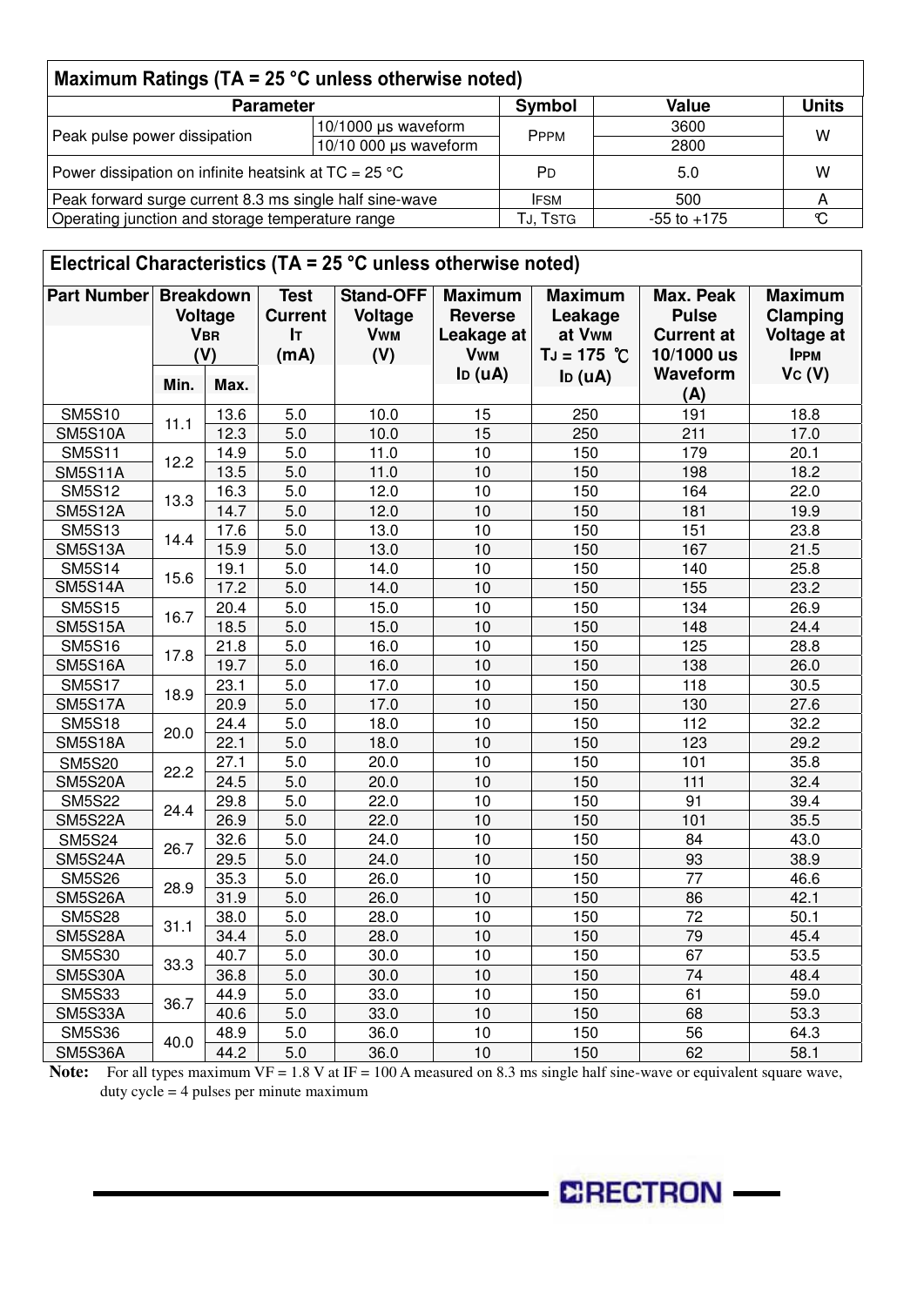## Maximum Ratings ($T_A$ = 25 °C unless otherwise noted)

| Parameter | | Symbol | Value | Units |
|---|---|---|---|---|
| Peak pulse power dissipation | 10/1000 µs waveform | $P_{PPM}$ | 3600 | W |
| | 10/10 000 µs waveform | | 2800 | |
| Power dissipation on infinite heatsink at $T_C$ = 25 °C | | $P_D$ | 5.0 | W |
| Peak forward surge current 8.3 ms single half sine-wave | | $I_{FSM}$ | 500 | A |
| Operating junction and storage temperature range | | $T_J$, $T_{STG}$ | -55 to +175 | ℃ |

## Electrical Characteristics ($T_A$ = 25 °C unless otherwise noted)

| Part Number | Breakdown Voltage $V_{BR}$ (V) | | Test Current $I_T$ (mA) | Stand-OFF Voltage $V_{WM}$ (V) | Maximum Reverse Leakage at $V_{WM}$ $I_D$ (uA) | Maximum Leakage at $V_{WM}$ $T_J$ = 175 ℃ $I_D$ (uA) | Max. Peak Pulse Current at 10/1000 us Waveform (A) | Maximum Clamping Voltage at $I_{PPM}$ $V_C$ (V) |
|---|---|---|---|---|---|---|---|---|
| | Min. | Max. | | | | | | |
| SM5S10 | 11.1 | 13.6 | 5.0 | 10.0 | 15 | 250 | 191 | 18.8 |
| SM5S10A | | 12.3 | 5.0 | 10.0 | 15 | 250 | 211 | 17.0 |
| SM5S11 | 12.2 | 14.9 | 5.0 | 11.0 | 10 | 150 | 179 | 20.1 |
| SM5S11A | | 13.5 | 5.0 | 11.0 | 10 | 150 | 198 | 18.2 |
| SM5S12 | 13.3 | 16.3 | 5.0 | 12.0 | 10 | 150 | 164 | 22.0 |
| SM5S12A | | 14.7 | 5.0 | 12.0 | 10 | 150 | 181 | 19.9 |
| SM5S13 | 14.4 | 17.6 | 5.0 | 13.0 | 10 | 150 | 151 | 23.8 |
| SM5S13A | | 15.9 | 5.0 | 13.0 | 10 | 150 | 167 | 21.5 |
| SM5S14 | 15.6 | 19.1 | 5.0 | 14.0 | 10 | 150 | 140 | 25.8 |
| SM5S14A | | 17.2 | 5.0 | 14.0 | 10 | 150 | 155 | 23.2 |
| SM5S15 | 16.7 | 20.4 | 5.0 | 15.0 | 10 | 150 | 134 | 26.9 |
| SM5S15A | | 18.5 | 5.0 | 15.0 | 10 | 150 | 148 | 24.4 |
| SM5S16 | 17.8 | 21.8 | 5.0 | 16.0 | 10 | 150 | 125 | 28.8 |
| SM5S16A | | 19.7 | 5.0 | 16.0 | 10 | 150 | 138 | 26.0 |
| SM5S17 | 18.9 | 23.1 | 5.0 | 17.0 | 10 | 150 | 118 | 30.5 |
| SM5S17A | | 20.9 | 5.0 | 17.0 | 10 | 150 | 130 | 27.6 |
| SM5S18 | 20.0 | 24.4 | 5.0 | 18.0 | 10 | 150 | 112 | 32.2 |
| SM5S18A | | 22.1 | 5.0 | 18.0 | 10 | 150 | 123 | 29.2 |
| SM5S20 | 22.2 | 27.1 | 5.0 | 20.0 | 10 | 150 | 101 | 35.8 |
| SM5S20A | | 24.5 | 5.0 | 20.0 | 10 | 150 | 111 | 32.4 |
| SM5S22 | 24.4 | 29.8 | 5.0 | 22.0 | 10 | 150 | 91 | 39.4 |
| SM5S22A | | 26.9 | 5.0 | 22.0 | 10 | 150 | 101 | 35.5 |
| SM5S24 | 26.7 | 32.6 | 5.0 | 24.0 | 10 | 150 | 84 | 43.0 |
| SM5S24A | | 29.5 | 5.0 | 24.0 | 10 | 150 | 93 | 38.9 |
| SM5S26 | 28.9 | 35.3 | 5.0 | 26.0 | 10 | 150 | 77 | 46.6 |
| SM5S26A | | 31.9 | 5.0 | 26.0 | 10 | 150 | 86 | 42.1 |
| SM5S28 | 31.1 | 38.0 | 5.0 | 28.0 | 10 | 150 | 72 | 50.1 |
| SM5S28A | | 34.4 | 5.0 | 28.0 | 10 | 150 | 79 | 45.4 |
| SM5S30 | 33.3 | 40.7 | 5.0 | 30.0 | 10 | 150 | 67 | 53.5 |
| SM5S30A | | 36.8 | 5.0 | 30.0 | 10 | 150 | 74 | 48.4 |
| SM5S33 | 36.7 | 44.9 | 5.0 | 33.0 | 10 | 150 | 61 | 59.0 |
| SM5S33A | | 40.6 | 5.0 | 33.0 | 10 | 150 | 68 | 53.3 |
| SM5S36 | 40.0 | 48.9 | 5.0 | 36.0 | 10 | 150 | 56 | 64.3 |
| SM5S36A | | 44.2 | 5.0 | 36.0 | 10 | 150 | 62 | 58.1 |

**Note:** For all types maximum $V_F$ = 1.8 V at $I_F$ = 100 A measured on 8.3 ms single half sine-wave or equivalent square wave, duty cycle = 4 pulses per minute maximum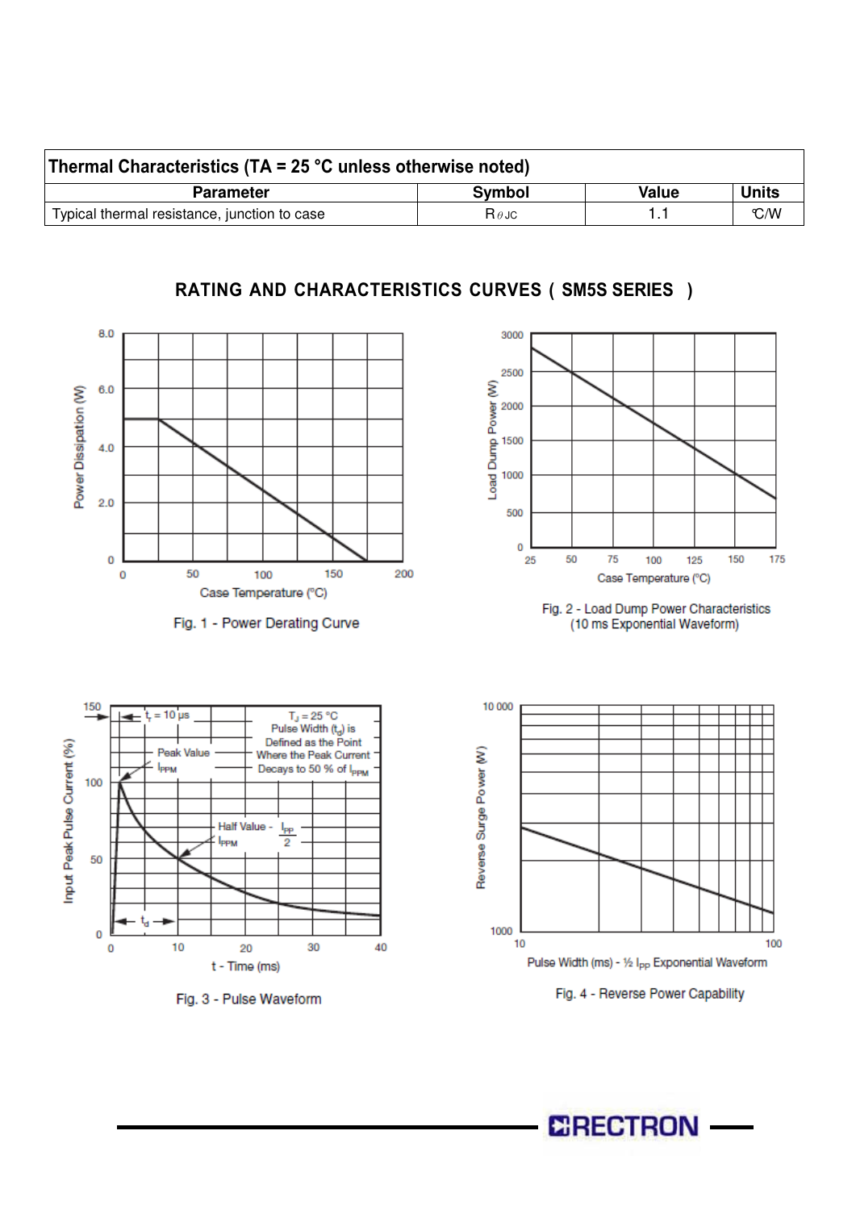| Thermal Characteristics (TA = 25 °C unless otherwise noted) | | | |
|---|---|---|---|
| Parameter | Symbol | Value | Units |
| Typical thermal resistance, junction to case | $R_{\theta JC}$ | 1.1 | ℃/W |

## RATING AND CHARACTERISTICS CURVES ( SM5S SERIES )

Fig. 1 - Power Derating Curve

Fig. 2 - Load Dump Power Characteristics (10 ms Exponential Waveform)

Fig. 3 - Pulse Waveform

Fig. 4 - Reverse Power Capability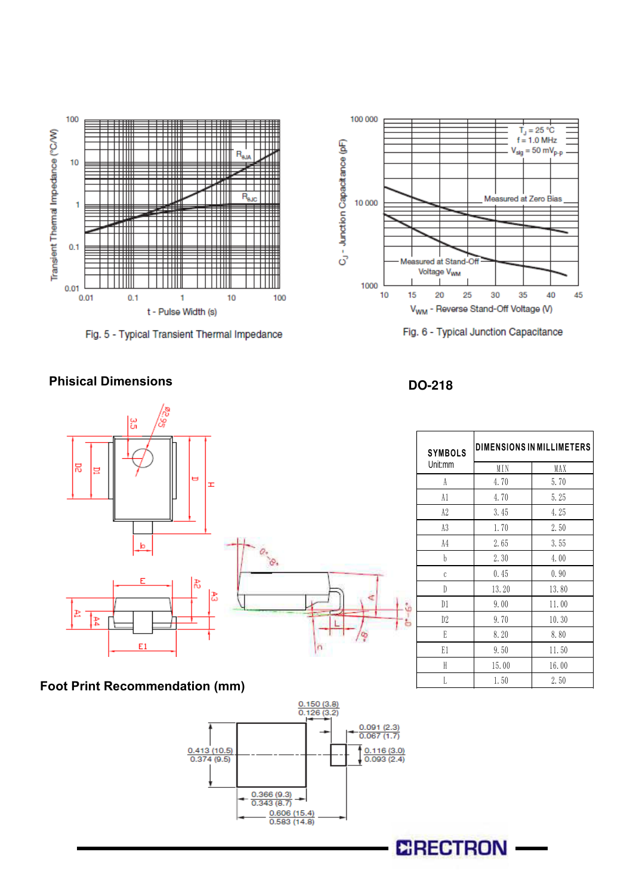Fig. 5 - Typical Transient Thermal Impedance

Fig. 6 - Typical Junction Capacitance

## Phisical Dimensions

## DO-218

| SYMBOLS Unit:mm | DIMENSIONS IN MILLIMETERS | |
|---|---|---|
| | MIN | MAX |
| A | 4.70 | 5.70 |
| A1 | 4.70 | 5.25 |
| A2 | 3.45 | 4.25 |
| A3 | 1.70 | 2.50 |
| A4 | 2.65 | 3.55 |
| b | 2.30 | 4.00 |
| c | 0.45 | 0.90 |
| D | 13.20 | 13.80 |
| D1 | 9.00 | 11.00 |
| D2 | 9.70 | 10.30 |
| E | 8.20 | 8.80 |
| E1 | 9.50 | 11.50 |
| H | 15.00 | 16.00 |
| L | 1.50 | 2.50 |

## Foot Print Recommendation (mm)

0.150 (3.8)
0.126 (3.2)

0.091 (2.3)
0.067 (1.7)

0.413 (10.5)
0.374 (9.5)

0.116 (3.0)
0.093 (2.4)

0.366 (9.3)
0.343 (8.7)

0.606 (15.4)
0.583 (14.8)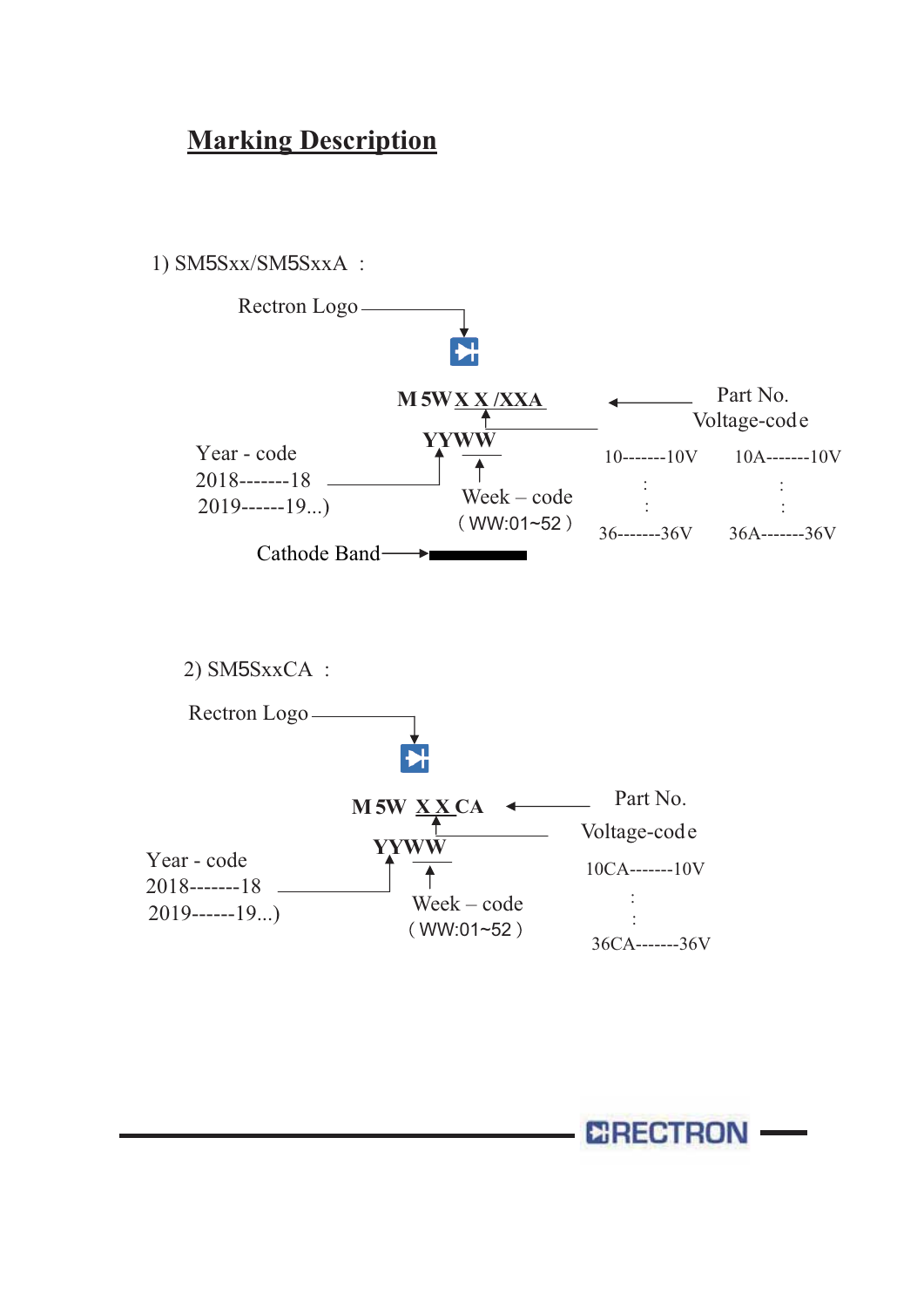# Marking Description

1) SM5Sxx/SM5SxxA :

Rectron Logo

M 5W X X /XXA ← Part No.

Voltage-code

YYWW

Year - code
2018-------18
2019------19...)

Week – code
( WW:01~52 )

| | |
|---|---|
| 10-------10V | 10A-------10V |
| : | : |
| : | : |
| 36-------36V | 36A-------36V |

Cathode Band

2) SM5SxxCA :

Rectron Logo

M 5W X X CA ← Part No.

Voltage-code

YYWW

Year - code
2018-------18
2019------19...)

Week – code
( WW:01~52 )

10CA-------10V
:
:
36CA-------36V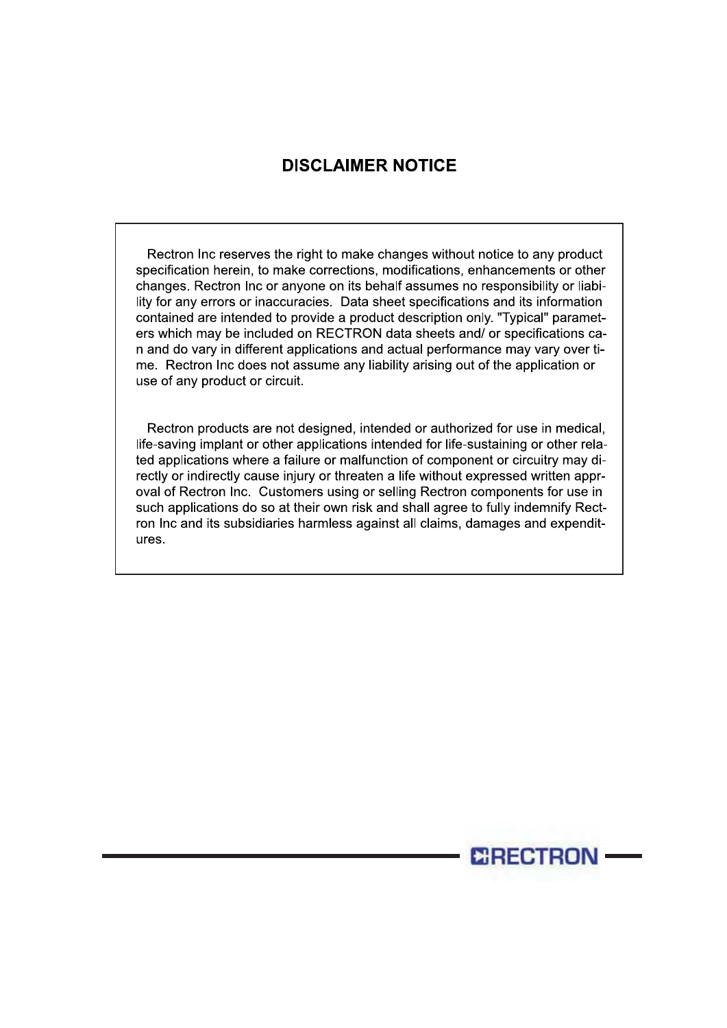# DISCLAIMER NOTICE

Rectron Inc reserves the right to make changes without notice to any product specification herein, to make corrections, modifications, enhancements or other changes. Rectron Inc or anyone on its behalf assumes no responsibility or liability for any errors or inaccuracies. Data sheet specifications and its information contained are intended to provide a product description only. "Typical" parameters which may be included on RECTRON data sheets and/ or specifications can and do vary in different applications and actual performance may vary over time. Rectron Inc does not assume any liability arising out of the application or use of any product or circuit.

Rectron products are not designed, intended or authorized for use in medical, life-saving implant or other applications intended for life-sustaining or other related applications where a failure or malfunction of component or circuitry may directly or indirectly cause injury or threaten a life without expressed written approval of Rectron Inc. Customers using or selling Rectron components for use in such applications do so at their own risk and shall agree to fully indemnify Rectron Inc and its subsidiaries harmless against all claims, damages and expenditures.